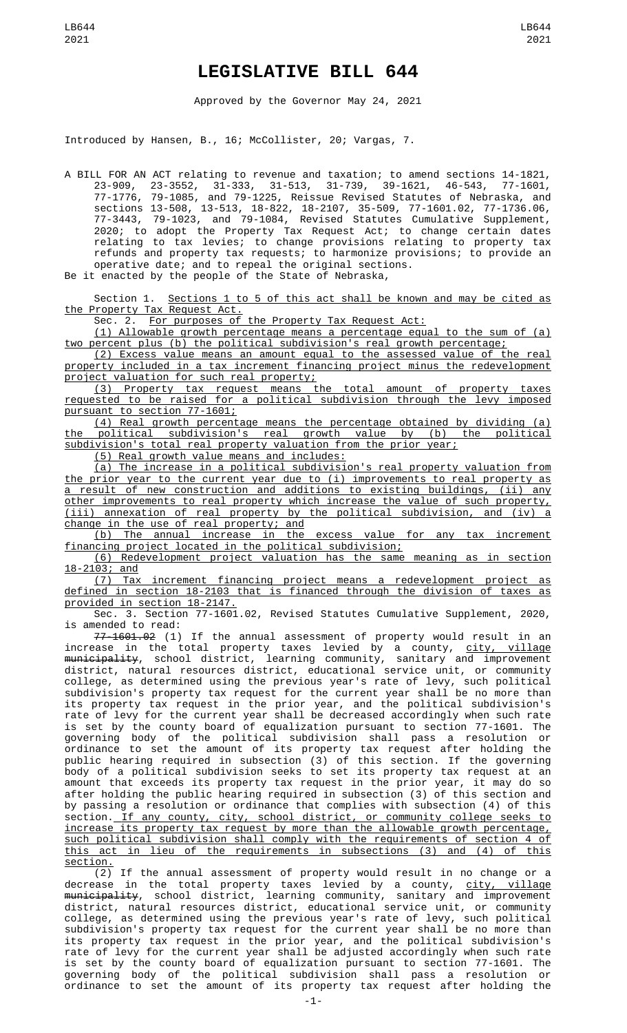# LEGISLATIVE BILL 644

Approved by the Governor May 24, 2021

Introduced by Hansen, B., 16; McCollister, 20; Vargas, 7.

A BILL FOR AN ACT relating to revenue and taxation; to amend sections 14-1821, 23-909, 23-3552, 31-333, 31-513, 31-739, 39-1621, 46-543, 77-1601, 77-1776, 79-1085, and 79-1225, Reissue Revised Statutes of Nebraska, and sections 13-508, 13-513, 18-822, 18-2107, 35-509, 77-1601.02, 77-1736.06, 77-3443, 79-1023, and 79-1084, Revised Statutes Cumulative Supplement, 2020; to adopt the Property Tax Request Act; to change certain dates relating to tax levies; to change provisions relating to property tax refunds and property tax requests; to harmonize provisions; to provide an operative date; and to repeal the original sections.

Be it enacted by the people of the State of Nebraska,

Section 1. Sections 1 to 5 of this act shall be known and may be cited as the Property Tax Request Act.

Sec. 2. For purposes of the Property Tax Request Act:

(1) Allowable growth percentage means a percentage equal to the sum of (a) two percent plus (b) the political subdivision's real growth percentage;

(2) Excess value means an amount equal to the assessed value of the real property included in a tax increment financing project minus the redevelopment project valuation for such real property;

(3) Property tax request means the total amount of property taxes requested to be raised for a political subdivision through the levy imposed pursuant to section 77-1601;

(4) Real growth percentage means the percentage obtained by dividing (a) the political subdivision's real growth value by (b) the political subdivision's total real property valuation from the prior year;

(5) Real growth value means and includes:

(a) The increase in a political subdivision's real property valuation from the prior year to the current year due to (i) improvements to real property as a result of new construction and additions to existing buildings, (ii) any other improvements to real property which increase the value of such property, (iii) annexation of real property by the political subdivision, and (iv) a change in the use of real property; and

(b) The annual increase in the excess value for any tax increment financing project located in the political subdivision;

(6) Redevelopment project valuation has the same meaning as in section 18-2103; and

(7) Tax increment financing project means a redevelopment project as defined in section 18-2103 that is financed through the division of taxes as provided in section 18-2147.

Sec. 3. Section 77-1601.02, Revised Statutes Cumulative Supplement, 2020, is amended to read:

77-1601.02 (1) If the annual assessment of property would result in an increase in the total property taxes levied by a county, city, village ~~municipality~~, school district, learning community, sanitary and improvement district, natural resources district, educational service unit, or community college, as determined using the previous year's rate of levy, such political subdivision's property tax request for the current year shall be no more than its property tax request in the prior year, and the political subdivision's rate of levy for the current year shall be decreased accordingly when such rate is set by the county board of equalization pursuant to section 77-1601. The governing body of the political subdivision shall pass a resolution or ordinance to set the amount of its property tax request after holding the public hearing required in subsection (3) of this section. If the governing body of a political subdivision seeks to set its property tax request at an amount that exceeds its property tax request in the prior year, it may do so after holding the public hearing required in subsection (3) of this section and by passing a resolution or ordinance that complies with subsection (4) of this section. If any county, city, school district, or community college seeks to increase its property tax request by more than the allowable growth percentage, such political subdivision shall comply with the requirements of section 4 of this act in lieu of the requirements in subsections (3) and (4) of this section.

(2) If the annual assessment of property would result in no change or a decrease in the total property taxes levied by a county, city, village ~~municipality~~, school district, learning community, sanitary and improvement district, natural resources district, educational service unit, or community college, as determined using the previous year's rate of levy, such political subdivision's property tax request for the current year shall be no more than its property tax request in the prior year, and the political subdivision's rate of levy for the current year shall be adjusted accordingly when such rate is set by the county board of equalization pursuant to section 77-1601. The governing body of the political subdivision shall pass a resolution or ordinance to set the amount of its property tax request after holding the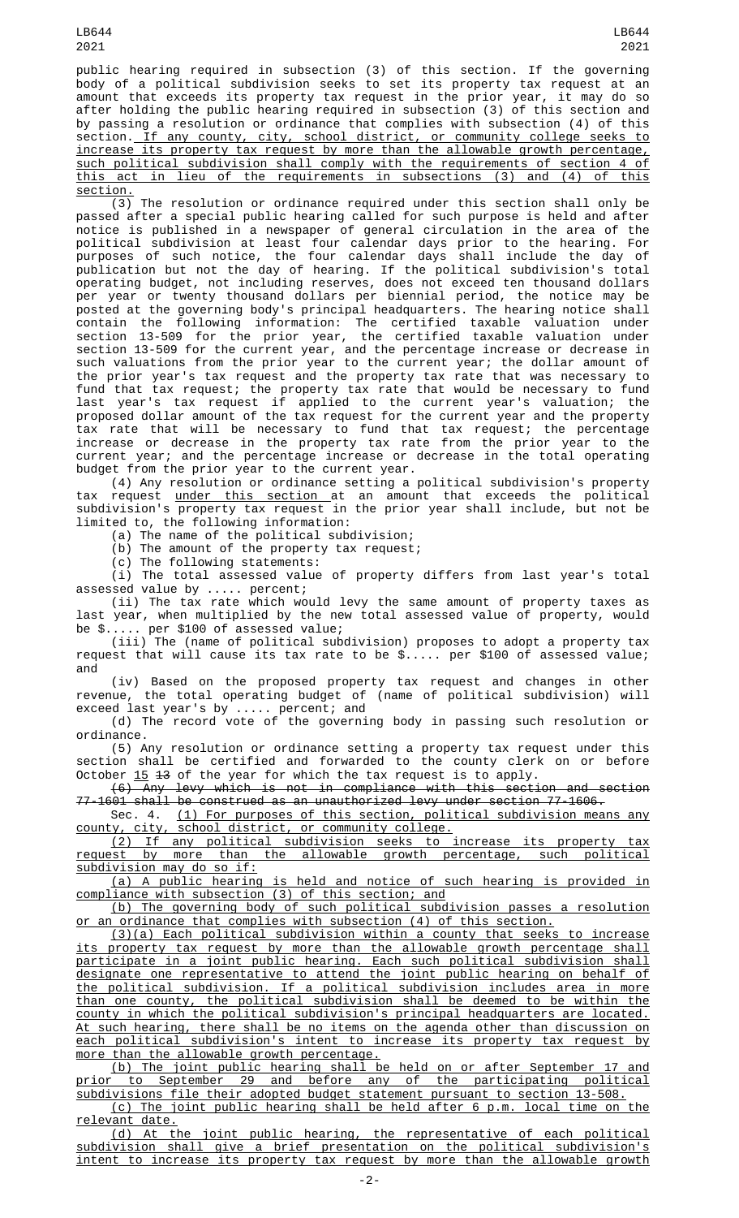public hearing required in subsection (3) of this section. If the governing body of a political subdivision seeks to set its property tax request at an amount that exceeds its property tax request in the prior year, it may do so after holding the public hearing required in subsection (3) of this section and by passing a resolution or ordinance that complies with subsection (4) of this section. If any county, city, school district, or community college seeks to increase its property tax request by more than the allowable growth percentage, such political subdivision shall comply with the requirements of section 4 of this act in lieu of the requirements in subsections (3) and (4) of this section.

(3) The resolution or ordinance required under this section shall only be passed after a special public hearing called for such purpose is held and after notice is published in a newspaper of general circulation in the area of the political subdivision at least four calendar days prior to the hearing. For purposes of such notice, the four calendar days shall include the day of publication but not the day of hearing. If the political subdivision's total operating budget, not including reserves, does not exceed ten thousand dollars per year or twenty thousand dollars per biennial period, the notice may be posted at the governing body's principal headquarters. The hearing notice shall contain the following information: The certified taxable valuation under section 13-509 for the prior year, the certified taxable valuation under section 13-509 for the current year, and the percentage increase or decrease in such valuations from the prior year to the current year; the dollar amount of the prior year's tax request and the property tax rate that was necessary to fund that tax request; the property tax rate that would be necessary to fund last year's tax request if applied to the current year's valuation; the proposed dollar amount of the tax request for the current year and the property tax rate that will be necessary to fund that tax request; the percentage increase or decrease in the property tax rate from the prior year to the current year; and the percentage increase or decrease in the total operating budget from the prior year to the current year.

(4) Any resolution or ordinance setting a political subdivision's property tax request under this section at an amount that exceeds the political subdivision's property tax request in the prior year shall include, but not be limited to, the following information:

(a) The name of the political subdivision;

(b) The amount of the property tax request;

(c) The following statements:

(i) The total assessed value of property differs from last year's total assessed value by ..... percent;

(ii) The tax rate which would levy the same amount of property taxes as last year, when multiplied by the new total assessed value of property, would be $..... per $100 of assessed value;

(iii) The (name of political subdivision) proposes to adopt a property tax request that will cause its tax rate to be $..... per $100 of assessed value; and

(iv) Based on the proposed property tax request and changes in other revenue, the total operating budget of (name of political subdivision) will exceed last year's by ..... percent; and

(d) The record vote of the governing body in passing such resolution or ordinance.

(5) Any resolution or ordinance setting a property tax request under this section shall be certified and forwarded to the county clerk on or before October 15 ~~13~~ of the year for which the tax request is to apply.

~~(6) Any levy which is not in compliance with this section and section 77-1601 shall be construed as an unauthorized levy under section 77-1606.~~

Sec. 4. (1) For purposes of this section, political subdivision means any county, city, school district, or community college.

(2) If any political subdivision seeks to increase its property tax request by more than the allowable growth percentage, such political subdivision may do so if:

(a) A public hearing is held and notice of such hearing is provided in compliance with subsection (3) of this section; and

(b) The governing body of such political subdivision passes a resolution or an ordinance that complies with subsection (4) of this section.

(3)(a) Each political subdivision within a county that seeks to increase its property tax request by more than the allowable growth percentage shall participate in a joint public hearing. Each such political subdivision shall designate one representative to attend the joint public hearing on behalf of the political subdivision. If a political subdivision includes area in more than one county, the political subdivision shall be deemed to be within the county in which the political subdivision's principal headquarters are located. At such hearing, there shall be no items on the agenda other than discussion on each political subdivision's intent to increase its property tax request by more than the allowable growth percentage.

(b) The joint public hearing shall be held on or after September 17 and prior to September 29 and before any of the participating political subdivisions file their adopted budget statement pursuant to section 13-508.

(c) The joint public hearing shall be held after 6 p.m. local time on the relevant date.

(d) At the joint public hearing, the representative of each political subdivision shall give a brief presentation on the political subdivision's intent to increase its property tax request by more than the allowable growth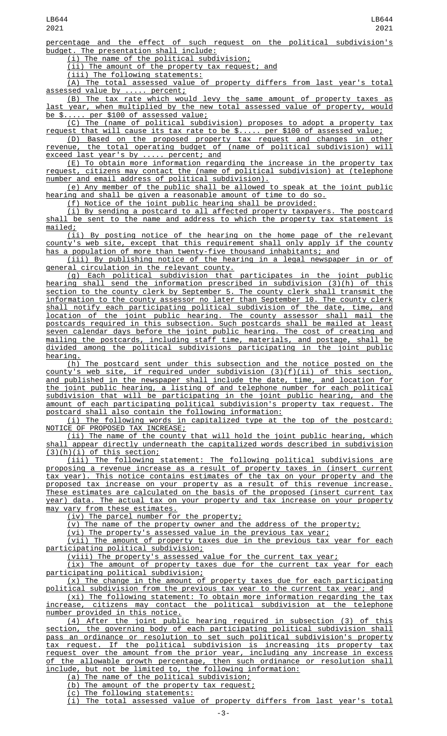percentage and the effect of such request on the political subdivision's budget. The presentation shall include:

(i) The name of the political subdivision;

(ii) The amount of the property tax request; and

(iii) The following statements:

(A) The total assessed value of property differs from last year's total assessed value by ..... percent;

(B) The tax rate which would levy the same amount of property taxes as last year, when multiplied by the new total assessed value of property, would be $..... per $100 of assessed value;

(C) The (name of political subdivision) proposes to adopt a property tax request that will cause its tax rate to be $..... per $100 of assessed value;

(D) Based on the proposed property tax request and changes in other revenue, the total operating budget of (name of political subdivision) will exceed last year's by ..... percent; and

(E) To obtain more information regarding the increase in the property tax request, citizens may contact the (name of political subdivision) at (telephone number and email address of political subdivision).

(e) Any member of the public shall be allowed to speak at the joint public hearing and shall be given a reasonable amount of time to do so.

(f) Notice of the joint public hearing shall be provided:

(i) By sending a postcard to all affected property taxpayers. The postcard shall be sent to the name and address to which the property tax statement is mailed;

(ii) By posting notice of the hearing on the home page of the relevant county's web site, except that this requirement shall only apply if the county has a population of more than twenty-five thousand inhabitants; and

(iii) By publishing notice of the hearing in a legal newspaper in or of general circulation in the relevant county.

(g) Each political subdivision that participates in the joint public hearing shall send the information prescribed in subdivision (3)(h) of this section to the county clerk by September 5. The county clerk shall transmit the information to the county assessor no later than September 10. The county clerk shall notify each participating political subdivision of the date, time, and location of the joint public hearing. The county assessor shall mail the postcards required in this subsection. Such postcards shall be mailed at least seven calendar days before the joint public hearing. The cost of creating and mailing the postcards, including staff time, materials, and postage, shall be divided among the political subdivisions participating in the joint public hearing.

(h) The postcard sent under this subsection and the notice posted on the county's web site, if required under subdivision (3)(f)(ii) of this section, and published in the newspaper shall include the date, time, and location for the joint public hearing, a listing of and telephone number for each political subdivision that will be participating in the joint public hearing, and the amount of each participating political subdivision's property tax request. The postcard shall also contain the following information:

(i) The following words in capitalized type at the top of the postcard: NOTICE OF PROPOSED TAX INCREASE;

(ii) The name of the county that will hold the joint public hearing, which shall appear directly underneath the capitalized words described in subdivision (3)(h)(i) of this section;

(iii) The following statement: The following political subdivisions are proposing a revenue increase as a result of property taxes in (insert current tax year). This notice contains estimates of the tax on your property and the proposed tax increase on your property as a result of this revenue increase. These estimates are calculated on the basis of the proposed (insert current tax year) data. The actual tax on your property and tax increase on your property may vary from these estimates.

(iv) The parcel number for the property;

(v) The name of the property owner and the address of the property;

(vi) The property's assessed value in the previous tax year;

(vii) The amount of property taxes due in the previous tax year for each participating political subdivision;

(viii) The property's assessed value for the current tax year;

(ix) The amount of property taxes due for the current tax year for each participating political subdivision;

(x) The change in the amount of property taxes due for each participating political subdivision from the previous tax year to the current tax year; and

(xi) The following statement: To obtain more information regarding the tax increase, citizens may contact the political subdivision at the telephone number provided in this notice.

(4) After the joint public hearing required in subsection (3) of this section, the governing body of each participating political subdivision shall pass an ordinance or resolution to set such political subdivision's property tax request. If the political subdivision is increasing its property tax request over the amount from the prior year, including any increase in excess of the allowable growth percentage, then such ordinance or resolution shall include, but not be limited to, the following information:

(a) The name of the political subdivision;

(b) The amount of the property tax request;

(c) The following statements:

(i) The total assessed value of property differs from last year's total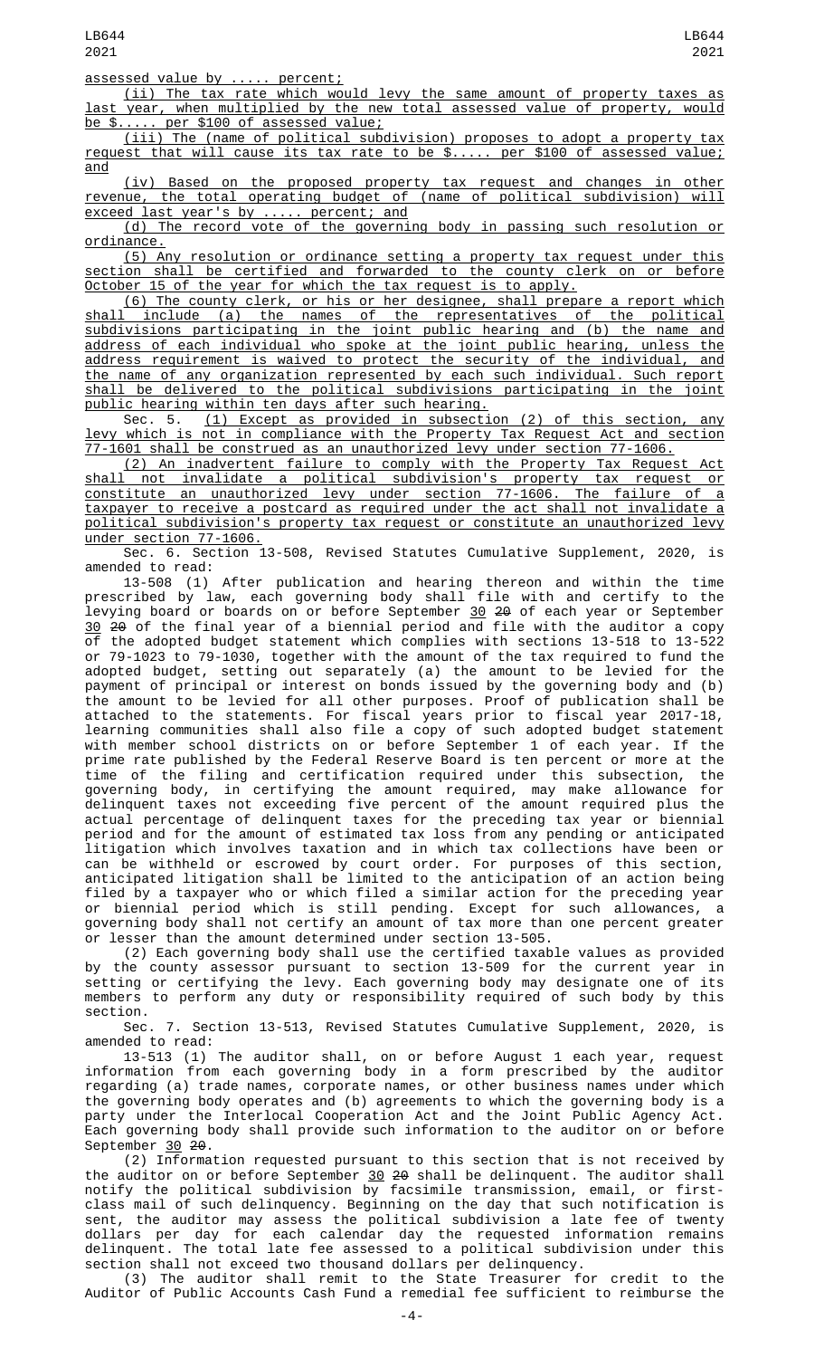assessed value by ..... percent;

(ii) The tax rate which would levy the same amount of property taxes as last year, when multiplied by the new total assessed value of property, would be $..... per $100 of assessed value;

(iii) The (name of political subdivision) proposes to adopt a property tax request that will cause its tax rate to be $..... per $100 of assessed value; and

(iv) Based on the proposed property tax request and changes in other revenue, the total operating budget of (name of political subdivision) will exceed last year's by ..... percent; and

(d) The record vote of the governing body in passing such resolution or ordinance.

(5) Any resolution or ordinance setting a property tax request under this section shall be certified and forwarded to the county clerk on or before October 15 of the year for which the tax request is to apply.

(6) The county clerk, or his or her designee, shall prepare a report which shall include (a) the names of the representatives of the political subdivisions participating in the joint public hearing and (b) the name and address of each individual who spoke at the joint public hearing, unless the address requirement is waived to protect the security of the individual, and the name of any organization represented by each such individual. Such report shall be delivered to the political subdivisions participating in the joint public hearing within ten days after such hearing.

Sec. 5. (1) Except as provided in subsection (2) of this section, any levy which is not in compliance with the Property Tax Request Act and section 77-1601 shall be construed as an unauthorized levy under section 77-1606.

(2) An inadvertent failure to comply with the Property Tax Request Act shall not invalidate a political subdivision's property tax request or constitute an unauthorized levy under section 77-1606. The failure of a taxpayer to receive a postcard as required under the act shall not invalidate a political subdivision's property tax request or constitute an unauthorized levy under section 77-1606.

Sec. 6. Section 13-508, Revised Statutes Cumulative Supplement, 2020, is amended to read:

13-508 (1) After publication and hearing thereon and within the time prescribed by law, each governing body shall file with and certify to the levying board or boards on or before September 30 ~~20~~ of each year or September 30 ~~20~~ of the final year of a biennial period and file with the auditor a copy of the adopted budget statement which complies with sections 13-518 to 13-522 or 79-1023 to 79-1030, together with the amount of the tax required to fund the adopted budget, setting out separately (a) the amount to be levied for the payment of principal or interest on bonds issued by the governing body and (b) the amount to be levied for all other purposes. Proof of publication shall be attached to the statements. For fiscal years prior to fiscal year 2017-18, learning communities shall also file a copy of such adopted budget statement with member school districts on or before September 1 of each year. If the prime rate published by the Federal Reserve Board is ten percent or more at the time of the filing and certification required under this subsection, the governing body, in certifying the amount required, may make allowance for delinquent taxes not exceeding five percent of the amount required plus the actual percentage of delinquent taxes for the preceding tax year or biennial period and for the amount of estimated tax loss from any pending or anticipated litigation which involves taxation and in which tax collections have been or can be withheld or escrowed by court order. For purposes of this section, anticipated litigation shall be limited to the anticipation of an action being filed by a taxpayer who or which filed a similar action for the preceding year or biennial period which is still pending. Except for such allowances, a governing body shall not certify an amount of tax more than one percent greater or lesser than the amount determined under section 13-505.

(2) Each governing body shall use the certified taxable values as provided by the county assessor pursuant to section 13-509 for the current year in setting or certifying the levy. Each governing body may designate one of its members to perform any duty or responsibility required of such body by this section.

Sec. 7. Section 13-513, Revised Statutes Cumulative Supplement, 2020, is amended to read:

13-513 (1) The auditor shall, on or before August 1 each year, request information from each governing body in a form prescribed by the auditor regarding (a) trade names, corporate names, or other business names under which the governing body operates and (b) agreements to which the governing body is a party under the Interlocal Cooperation Act and the Joint Public Agency Act. Each governing body shall provide such information to the auditor on or before September 30 ~~20~~.

(2) Information requested pursuant to this section that is not received by the auditor on or before September 30 ~~20~~ shall be delinquent. The auditor shall notify the political subdivision by facsimile transmission, email, or first-class mail of such delinquency. Beginning on the day that such notification is sent, the auditor may assess the political subdivision a late fee of twenty dollars per day for each calendar day the requested information remains delinquent. The total late fee assessed to a political subdivision under this section shall not exceed two thousand dollars per delinquency.

(3) The auditor shall remit to the State Treasurer for credit to the Auditor of Public Accounts Cash Fund a remedial fee sufficient to reimburse the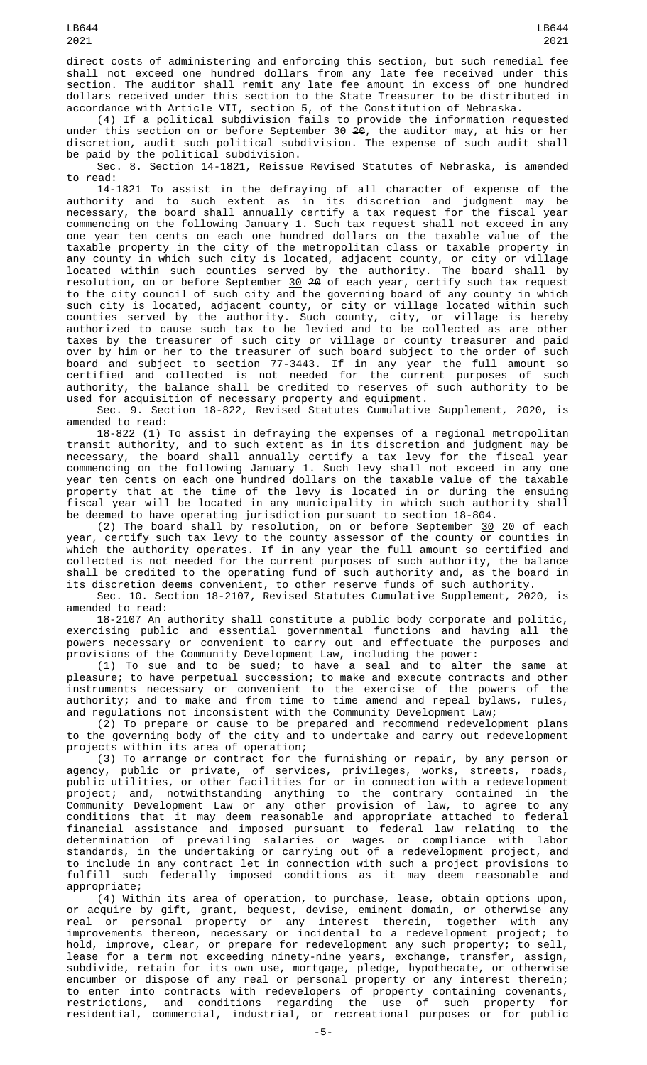direct costs of administering and enforcing this section, but such remedial fee shall not exceed one hundred dollars from any late fee received under this section. The auditor shall remit any late fee amount in excess of one hundred dollars received under this section to the State Treasurer to be distributed in accordance with Article VII, section 5, of the Constitution of Nebraska.

(4) If a political subdivision fails to provide the information requested under this section on or before September 30 ~~20~~, the auditor may, at his or her discretion, audit such political subdivision. The expense of such audit shall be paid by the political subdivision.

Sec. 8. Section 14-1821, Reissue Revised Statutes of Nebraska, is amended to read:

14-1821 To assist in the defraying of all character of expense of the authority and to such extent as in its discretion and judgment may be necessary, the board shall annually certify a tax request for the fiscal year commencing on the following January 1. Such tax request shall not exceed in any one year ten cents on each one hundred dollars on the taxable value of the taxable property in the city of the metropolitan class or taxable property in any county in which such city is located, adjacent county, or city or village located within such counties served by the authority. The board shall by resolution, on or before September 30 ~~20~~ of each year, certify such tax request to the city council of such city and the governing board of any county in which such city is located, adjacent county, or city or village located within such counties served by the authority. Such county, city, or village is hereby authorized to cause such tax to be levied and to be collected as are other taxes by the treasurer of such city or village or county treasurer and paid over by him or her to the treasurer of such board subject to the order of such board and subject to section 77-3443. If in any year the full amount so certified and collected is not needed for the current purposes of such authority, the balance shall be credited to reserves of such authority to be used for acquisition of necessary property and equipment.

Sec. 9. Section 18-822, Revised Statutes Cumulative Supplement, 2020, is amended to read:

18-822 (1) To assist in defraying the expenses of a regional metropolitan transit authority, and to such extent as in its discretion and judgment may be necessary, the board shall annually certify a tax levy for the fiscal year commencing on the following January 1. Such levy shall not exceed in any one year ten cents on each one hundred dollars on the taxable value of the taxable property that at the time of the levy is located in or during the ensuing fiscal year will be located in any municipality in which such authority shall be deemed to have operating jurisdiction pursuant to section 18-804.

(2) The board shall by resolution, on or before September 30 ~~20~~ of each year, certify such tax levy to the county assessor of the county or counties in which the authority operates. If in any year the full amount so certified and collected is not needed for the current purposes of such authority, the balance shall be credited to the operating fund of such authority and, as the board in its discretion deems convenient, to other reserve funds of such authority.

Sec. 10. Section 18-2107, Revised Statutes Cumulative Supplement, 2020, is amended to read:

18-2107 An authority shall constitute a public body corporate and politic, exercising public and essential governmental functions and having all the powers necessary or convenient to carry out and effectuate the purposes and provisions of the Community Development Law, including the power:

(1) To sue and to be sued; to have a seal and to alter the same at pleasure; to have perpetual succession; to make and execute contracts and other instruments necessary or convenient to the exercise of the powers of the authority; and to make and from time to time amend and repeal bylaws, rules, and regulations not inconsistent with the Community Development Law;

(2) To prepare or cause to be prepared and recommend redevelopment plans to the governing body of the city and to undertake and carry out redevelopment projects within its area of operation;

(3) To arrange or contract for the furnishing or repair, by any person or agency, public or private, of services, privileges, works, streets, roads, public utilities, or other facilities for or in connection with a redevelopment project; and, notwithstanding anything to the contrary contained in the Community Development Law or any other provision of law, to agree to any conditions that it may deem reasonable and appropriate attached to federal financial assistance and imposed pursuant to federal law relating to the determination of prevailing salaries or wages or compliance with labor standards, in the undertaking or carrying out of a redevelopment project, and to include in any contract let in connection with such a project provisions to fulfill such federally imposed conditions as it may deem reasonable and appropriate;

(4) Within its area of operation, to purchase, lease, obtain options upon, or acquire by gift, grant, bequest, devise, eminent domain, or otherwise any real or personal property or any interest therein, together with any improvements thereon, necessary or incidental to a redevelopment project; to hold, improve, clear, or prepare for redevelopment any such property; to sell, lease for a term not exceeding ninety-nine years, exchange, transfer, assign, subdivide, retain for its own use, mortgage, pledge, hypothecate, or otherwise encumber or dispose of any real or personal property or any interest therein; to enter into contracts with redevelopers of property containing covenants, restrictions, and conditions regarding the use of such property for residential, commercial, industrial, or recreational purposes or for public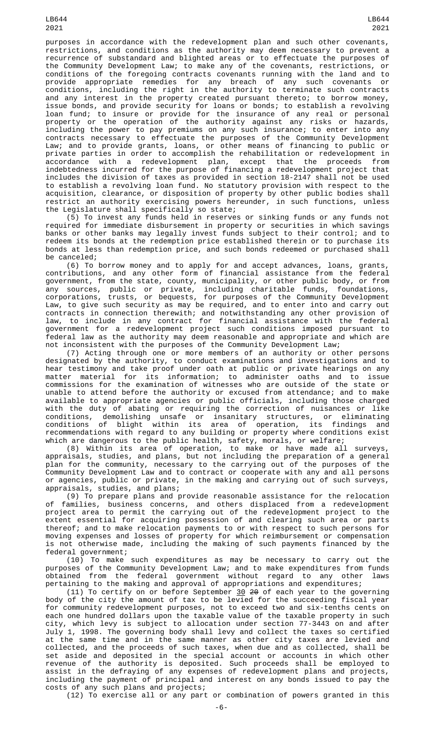purposes in accordance with the redevelopment plan and such other covenants, restrictions, and conditions as the authority may deem necessary to prevent a recurrence of substandard and blighted areas or to effectuate the purposes of the Community Development Law; to make any of the covenants, restrictions, or conditions of the foregoing contracts covenants running with the land and to provide appropriate remedies for any breach of any such covenants or conditions, including the right in the authority to terminate such contracts and any interest in the property created pursuant thereto; to borrow money, issue bonds, and provide security for loans or bonds; to establish a revolving loan fund; to insure or provide for the insurance of any real or personal property or the operation of the authority against any risks or hazards, including the power to pay premiums on any such insurance; to enter into any contracts necessary to effectuate the purposes of the Community Development Law; and to provide grants, loans, or other means of financing to public or private parties in order to accomplish the rehabilitation or redevelopment in accordance with a redevelopment plan, except that the proceeds from indebtedness incurred for the purpose of financing a redevelopment project that includes the division of taxes as provided in section 18-2147 shall not be used to establish a revolving loan fund. No statutory provision with respect to the acquisition, clearance, or disposition of property by other public bodies shall restrict an authority exercising powers hereunder, in such functions, unless the Legislature shall specifically so state;

(5) To invest any funds held in reserves or sinking funds or any funds not required for immediate disbursement in property or securities in which savings banks or other banks may legally invest funds subject to their control; and to redeem its bonds at the redemption price established therein or to purchase its bonds at less than redemption price, and such bonds redeemed or purchased shall be canceled;

(6) To borrow money and to apply for and accept advances, loans, grants, contributions, and any other form of financial assistance from the federal government, from the state, county, municipality, or other public body, or from any sources, public or private, including charitable funds, foundations, corporations, trusts, or bequests, for purposes of the Community Development Law, to give such security as may be required, and to enter into and carry out contracts in connection therewith; and notwithstanding any other provision of law, to include in any contract for financial assistance with the federal government for a redevelopment project such conditions imposed pursuant to federal law as the authority may deem reasonable and appropriate and which are not inconsistent with the purposes of the Community Development Law;

(7) Acting through one or more members of an authority or other persons designated by the authority, to conduct examinations and investigations and to hear testimony and take proof under oath at public or private hearings on any matter material for its information; to administer oaths and to issue commissions for the examination of witnesses who are outside of the state or unable to attend before the authority or excused from attendance; and to make available to appropriate agencies or public officials, including those charged with the duty of abating or requiring the correction of nuisances or like conditions, demolishing unsafe or insanitary structures, or eliminating conditions of blight within its area of operation, its findings and recommendations with regard to any building or property where conditions exist which are dangerous to the public health, safety, morals, or welfare;

(8) Within its area of operation, to make or have made all surveys, appraisals, studies, and plans, but not including the preparation of a general plan for the community, necessary to the carrying out of the purposes of the Community Development Law and to contract or cooperate with any and all persons or agencies, public or private, in the making and carrying out of such surveys, appraisals, studies, and plans;

(9) To prepare plans and provide reasonable assistance for the relocation of families, business concerns, and others displaced from a redevelopment project area to permit the carrying out of the redevelopment project to the extent essential for acquiring possession of and clearing such area or parts thereof; and to make relocation payments to or with respect to such persons for moving expenses and losses of property for which reimbursement or compensation is not otherwise made, including the making of such payments financed by the federal government;

(10) To make such expenditures as may be necessary to carry out the purposes of the Community Development Law; and to make expenditures from funds obtained from the federal government without regard to any other laws pertaining to the making and approval of appropriations and expenditures;

(11) To certify on or before September 30 ~~20~~ of each year to the governing body of the city the amount of tax to be levied for the succeeding fiscal year for community redevelopment purposes, not to exceed two and six-tenths cents on each one hundred dollars upon the taxable value of the taxable property in such city, which levy is subject to allocation under section 77-3443 on and after July 1, 1998. The governing body shall levy and collect the taxes so certified at the same time and in the same manner as other city taxes are levied and collected, and the proceeds of such taxes, when due and as collected, shall be set aside and deposited in the special account or accounts in which other revenue of the authority is deposited. Such proceeds shall be employed to assist in the defraying of any expenses of redevelopment plans and projects, including the payment of principal and interest on any bonds issued to pay the costs of any such plans and projects;

(12) To exercise all or any part or combination of powers granted in this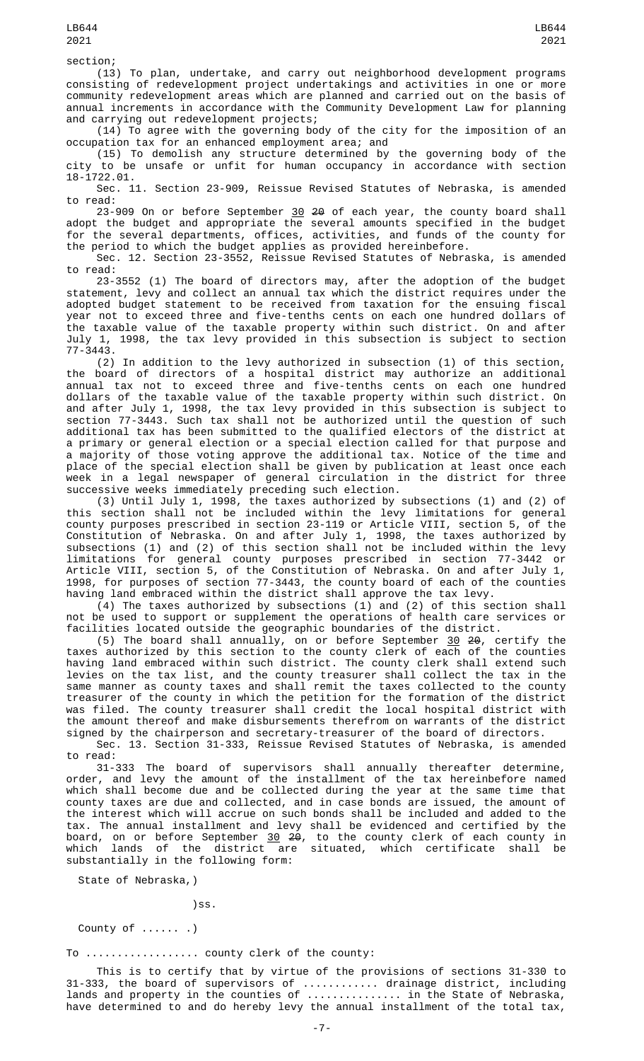section;

(13) To plan, undertake, and carry out neighborhood development programs consisting of redevelopment project undertakings and activities in one or more community redevelopment areas which are planned and carried out on the basis of annual increments in accordance with the Community Development Law for planning and carrying out redevelopment projects;

(14) To agree with the governing body of the city for the imposition of an occupation tax for an enhanced employment area; and

(15) To demolish any structure determined by the governing body of the city to be unsafe or unfit for human occupancy in accordance with section 18-1722.01.

Sec. 11. Section 23-909, Reissue Revised Statutes of Nebraska, is amended to read:

23-909 On or before September 30 ~~20~~ of each year, the county board shall adopt the budget and appropriate the several amounts specified in the budget for the several departments, offices, activities, and funds of the county for the period to which the budget applies as provided hereinbefore.

Sec. 12. Section 23-3552, Reissue Revised Statutes of Nebraska, is amended to read:

23-3552 (1) The board of directors may, after the adoption of the budget statement, levy and collect an annual tax which the district requires under the adopted budget statement to be received from taxation for the ensuing fiscal year not to exceed three and five-tenths cents on each one hundred dollars of the taxable value of the taxable property within such district. On and after July 1, 1998, the tax levy provided in this subsection is subject to section 77-3443.

(2) In addition to the levy authorized in subsection (1) of this section, the board of directors of a hospital district may authorize an additional annual tax not to exceed three and five-tenths cents on each one hundred dollars of the taxable value of the taxable property within such district. On and after July 1, 1998, the tax levy provided in this subsection is subject to section 77-3443. Such tax shall not be authorized until the question of such additional tax has been submitted to the qualified electors of the district at a primary or general election or a special election called for that purpose and a majority of those voting approve the additional tax. Notice of the time and place of the special election shall be given by publication at least once each week in a legal newspaper of general circulation in the district for three successive weeks immediately preceding such election.

(3) Until July 1, 1998, the taxes authorized by subsections (1) and (2) of this section shall not be included within the levy limitations for general county purposes prescribed in section 23-119 or Article VIII, section 5, of the Constitution of Nebraska. On and after July 1, 1998, the taxes authorized by subsections (1) and (2) of this section shall not be included within the levy limitations for general county purposes prescribed in section 77-3442 or Article VIII, section 5, of the Constitution of Nebraska. On and after July 1, 1998, for purposes of section 77-3443, the county board of each of the counties having land embraced within the district shall approve the tax levy.

(4) The taxes authorized by subsections (1) and (2) of this section shall not be used to support or supplement the operations of health care services or facilities located outside the geographic boundaries of the district.

(5) The board shall annually, on or before September 30 ~~20~~, certify the taxes authorized by this section to the county clerk of each of the counties having land embraced within such district. The county clerk shall extend such levies on the tax list, and the county treasurer shall collect the tax in the same manner as county taxes and shall remit the taxes collected to the county treasurer of the county in which the petition for the formation of the district was filed. The county treasurer shall credit the local hospital district with the amount thereof and make disbursements therefrom on warrants of the district signed by the chairperson and secretary-treasurer of the board of directors.

Sec. 13. Section 31-333, Reissue Revised Statutes of Nebraska, is amended to read:

31-333 The board of supervisors shall annually thereafter determine, order, and levy the amount of the installment of the tax hereinbefore named which shall become due and be collected during the year at the same time that county taxes are due and collected, and in case bonds are issued, the amount of the interest which will accrue on such bonds shall be included and added to the tax. The annual installment and levy shall be evidenced and certified by the board, on or before September 30 ~~20~~, to the county clerk of each county in which lands of the district are situated, which certificate shall be substantially in the following form:

State of Nebraska,)

)ss.

County of ...... .)

To .................. county clerk of the county:

This is to certify that by virtue of the provisions of sections 31-330 to 31-333, the board of supervisors of ............ drainage district, including lands and property in the counties of ............... in the State of Nebraska, have determined to and do hereby levy the annual installment of the total tax,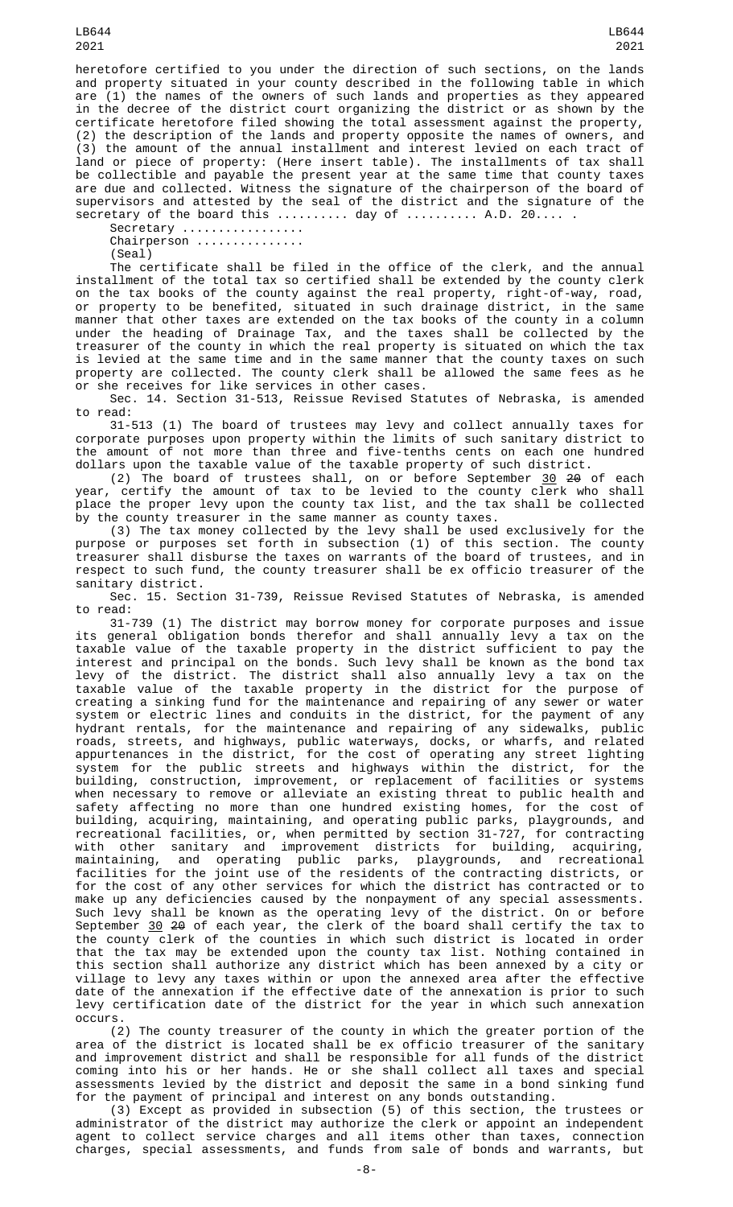heretofore certified to you under the direction of such sections, on the lands and property situated in your county described in the following table in which are (1) the names of the owners of such lands and properties as they appeared in the decree of the district court organizing the district or as shown by the certificate heretofore filed showing the total assessment against the property, (2) the description of the lands and property opposite the names of owners, and (3) the amount of the annual installment and interest levied on each tract of land or piece of property: (Here insert table). The installments of tax shall be collectible and payable the present year at the same time that county taxes are due and collected. Witness the signature of the chairperson of the board of supervisors and attested by the seal of the district and the signature of the secretary of the board this .......... day of .......... A.D. 20.... .

Secretary .................

Chairperson ...............

(Seal)

The certificate shall be filed in the office of the clerk, and the annual installment of the total tax so certified shall be extended by the county clerk on the tax books of the county against the real property, right-of-way, road, or property to be benefited, situated in such drainage district, in the same manner that other taxes are extended on the tax books of the county in a column under the heading of Drainage Tax, and the taxes shall be collected by the treasurer of the county in which the real property is situated on which the tax is levied at the same time and in the same manner that the county taxes on such property are collected. The county clerk shall be allowed the same fees as he or she receives for like services in other cases.

Sec. 14. Section 31-513, Reissue Revised Statutes of Nebraska, is amended to read:

31-513 (1) The board of trustees may levy and collect annually taxes for corporate purposes upon property within the limits of such sanitary district to the amount of not more than three and five-tenths cents on each one hundred dollars upon the taxable value of the taxable property of such district.

(2) The board of trustees shall, on or before September 30 ~~20~~ of each year, certify the amount of tax to be levied to the county clerk who shall place the proper levy upon the county tax list, and the tax shall be collected by the county treasurer in the same manner as county taxes.

(3) The tax money collected by the levy shall be used exclusively for the purpose or purposes set forth in subsection (1) of this section. The county treasurer shall disburse the taxes on warrants of the board of trustees, and in respect to such fund, the county treasurer shall be ex officio treasurer of the sanitary district.

Sec. 15. Section 31-739, Reissue Revised Statutes of Nebraska, is amended to read:

31-739 (1) The district may borrow money for corporate purposes and issue its general obligation bonds therefor and shall annually levy a tax on the taxable value of the taxable property in the district sufficient to pay the interest and principal on the bonds. Such levy shall be known as the bond tax levy of the district. The district shall also annually levy a tax on the taxable value of the taxable property in the district for the purpose of creating a sinking fund for the maintenance and repairing of any sewer or water system or electric lines and conduits in the district, for the payment of any hydrant rentals, for the maintenance and repairing of any sidewalks, public roads, streets, and highways, public waterways, docks, or wharfs, and related appurtenances in the district, for the cost of operating any street lighting system for the public streets and highways within the district, for the building, construction, improvement, or replacement of facilities or systems when necessary to remove or alleviate an existing threat to public health and safety affecting no more than one hundred existing homes, for the cost of building, acquiring, maintaining, and operating public parks, playgrounds, and recreational facilities, or, when permitted by section 31-727, for contracting with other sanitary and improvement districts for building, acquiring, maintaining, and operating public parks, playgrounds, and recreational facilities for the joint use of the residents of the contracting districts, or for the cost of any other services for which the district has contracted or to make up any deficiencies caused by the nonpayment of any special assessments. Such levy shall be known as the operating levy of the district. On or before September 30 ~~20~~ of each year, the clerk of the board shall certify the tax to the county clerk of the counties in which such district is located in order that the tax may be extended upon the county tax list. Nothing contained in this section shall authorize any district which has been annexed by a city or village to levy any taxes within or upon the annexed area after the effective date of the annexation if the effective date of the annexation is prior to such levy certification date of the district for the year in which such annexation occurs.

(2) The county treasurer of the county in which the greater portion of the area of the district is located shall be ex officio treasurer of the sanitary and improvement district and shall be responsible for all funds of the district coming into his or her hands. He or she shall collect all taxes and special assessments levied by the district and deposit the same in a bond sinking fund for the payment of principal and interest on any bonds outstanding.

(3) Except as provided in subsection (5) of this section, the trustees or administrator of the district may authorize the clerk or appoint an independent agent to collect service charges and all items other than taxes, connection charges, special assessments, and funds from sale of bonds and warrants, but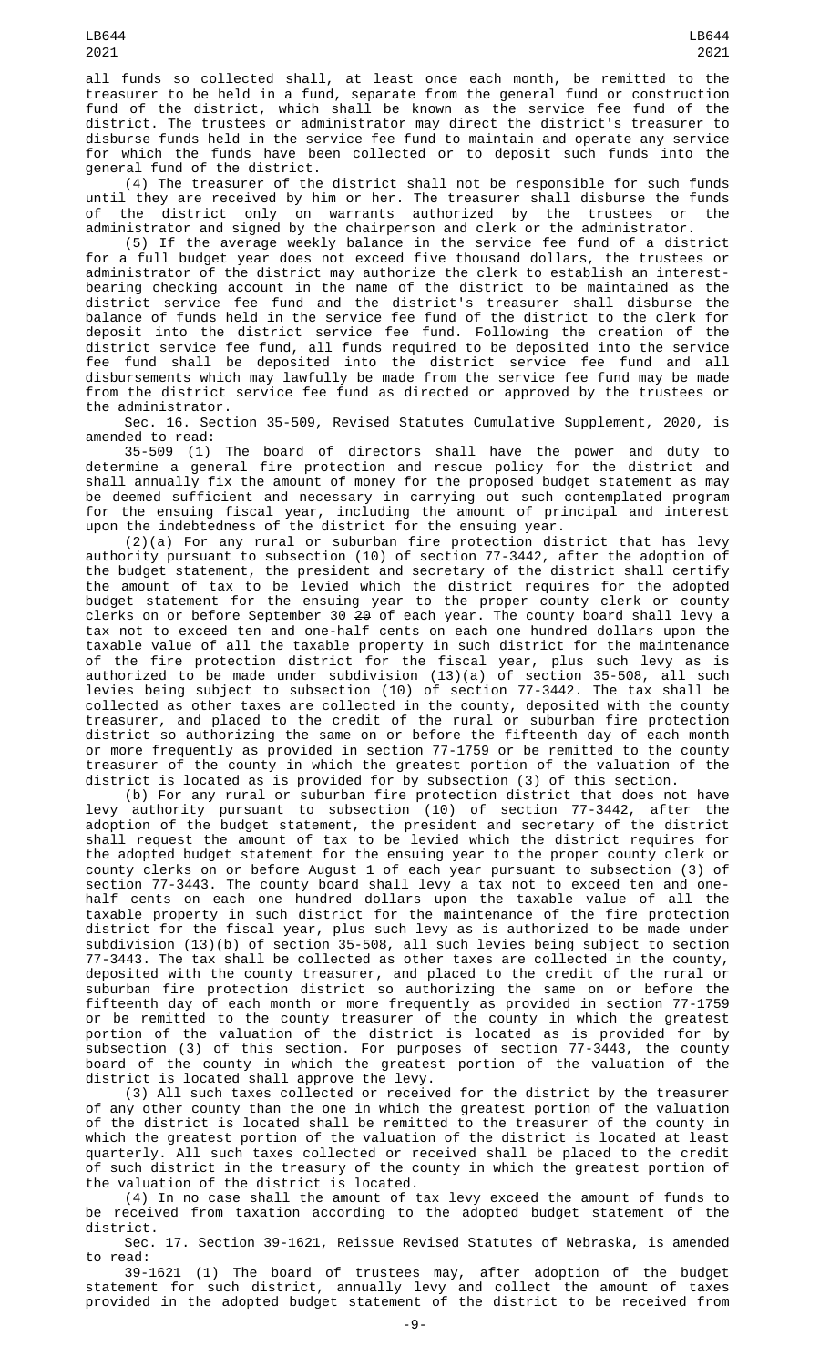all funds so collected shall, at least once each month, be remitted to the treasurer to be held in a fund, separate from the general fund or construction fund of the district, which shall be known as the service fee fund of the district. The trustees or administrator may direct the district's treasurer to disburse funds held in the service fee fund to maintain and operate any service for which the funds have been collected or to deposit such funds into the general fund of the district.

(4) The treasurer of the district shall not be responsible for such funds until they are received by him or her. The treasurer shall disburse the funds of the district only on warrants authorized by the trustees or the administrator and signed by the chairperson and clerk or the administrator.

(5) If the average weekly balance in the service fee fund of a district for a full budget year does not exceed five thousand dollars, the trustees or administrator of the district may authorize the clerk to establish an interest-bearing checking account in the name of the district to be maintained as the district service fee fund and the district's treasurer shall disburse the balance of funds held in the service fee fund of the district to the clerk for deposit into the district service fee fund. Following the creation of the district service fee fund, all funds required to be deposited into the service fee fund shall be deposited into the district service fee fund and all disbursements which may lawfully be made from the service fee fund may be made from the district service fee fund as directed or approved by the trustees or the administrator.

Sec. 16. Section 35-509, Revised Statutes Cumulative Supplement, 2020, is amended to read:

35-509 (1) The board of directors shall have the power and duty to determine a general fire protection and rescue policy for the district and shall annually fix the amount of money for the proposed budget statement as may be deemed sufficient and necessary in carrying out such contemplated program for the ensuing fiscal year, including the amount of principal and interest upon the indebtedness of the district for the ensuing year.

(2)(a) For any rural or suburban fire protection district that has levy authority pursuant to subsection (10) of section 77-3442, after the adoption of the budget statement, the president and secretary of the district shall certify the amount of tax to be levied which the district requires for the adopted budget statement for the ensuing year to the proper county clerk or county clerks on or before September <u>30</u> ~~20~~ of each year. The county board shall levy a tax not to exceed ten and one-half cents on each one hundred dollars upon the taxable value of all the taxable property in such district for the maintenance of the fire protection district for the fiscal year, plus such levy as is authorized to be made under subdivision (13)(a) of section 35-508, all such levies being subject to subsection (10) of section 77-3442. The tax shall be collected as other taxes are collected in the county, deposited with the county treasurer, and placed to the credit of the rural or suburban fire protection district so authorizing the same on or before the fifteenth day of each month or more frequently as provided in section 77-1759 or be remitted to the county treasurer of the county in which the greatest portion of the valuation of the district is located as is provided for by subsection (3) of this section.

(b) For any rural or suburban fire protection district that does not have levy authority pursuant to subsection (10) of section 77-3442, after the adoption of the budget statement, the president and secretary of the district shall request the amount of tax to be levied which the district requires for the adopted budget statement for the ensuing year to the proper county clerk or county clerks on or before August 1 of each year pursuant to subsection (3) of section 77-3443. The county board shall levy a tax not to exceed ten and one-half cents on each one hundred dollars upon the taxable value of all the taxable property in such district for the maintenance of the fire protection district for the fiscal year, plus such levy as is authorized to be made under subdivision (13)(b) of section 35-508, all such levies being subject to section 77-3443. The tax shall be collected as other taxes are collected in the county, deposited with the county treasurer, and placed to the credit of the rural or suburban fire protection district so authorizing the same on or before the fifteenth day of each month or more frequently as provided in section 77-1759 or be remitted to the county treasurer of the county in which the greatest portion of the valuation of the district is located as is provided for by subsection (3) of this section. For purposes of section 77-3443, the county board of the county in which the greatest portion of the valuation of the district is located shall approve the levy.

(3) All such taxes collected or received for the district by the treasurer of any other county than the one in which the greatest portion of the valuation of the district is located shall be remitted to the treasurer of the county in which the greatest portion of the valuation of the district is located at least quarterly. All such taxes collected or received shall be placed to the credit of such district in the treasury of the county in which the greatest portion of the valuation of the district is located.

(4) In no case shall the amount of tax levy exceed the amount of funds to be received from taxation according to the adopted budget statement of the district.

Sec. 17. Section 39-1621, Reissue Revised Statutes of Nebraska, is amended to read:

39-1621 (1) The board of trustees may, after adoption of the budget statement for such district, annually levy and collect the amount of taxes provided in the adopted budget statement of the district to be received from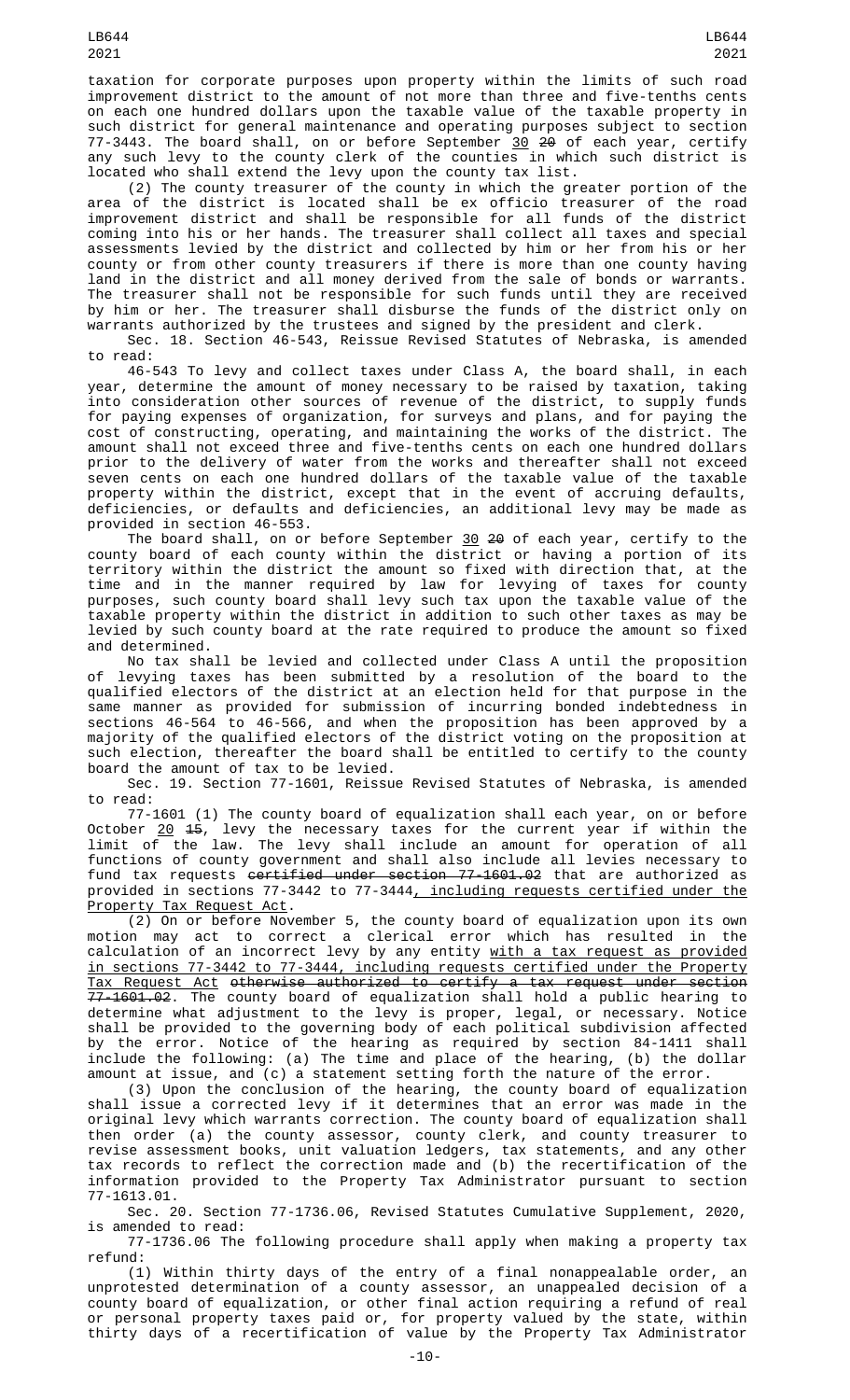taxation for corporate purposes upon property within the limits of such road improvement district to the amount of not more than three and five-tenths cents on each one hundred dollars upon the taxable value of the taxable property in such district for general maintenance and operating purposes subject to section 77-3443. The board shall, on or before September <u>30</u> ~~20~~ of each year, certify any such levy to the county clerk of the counties in which such district is located who shall extend the levy upon the county tax list.

(2) The county treasurer of the county in which the greater portion of the area of the district is located shall be ex officio treasurer of the road improvement district and shall be responsible for all funds of the district coming into his or her hands. The treasurer shall collect all taxes and special assessments levied by the district and collected by him or her from his or her county or from other county treasurers if there is more than one county having land in the district and all money derived from the sale of bonds or warrants. The treasurer shall not be responsible for such funds until they are received by him or her. The treasurer shall disburse the funds of the district only on warrants authorized by the trustees and signed by the president and clerk.

Sec. 18. Section 46-543, Reissue Revised Statutes of Nebraska, is amended to read:

46-543 To levy and collect taxes under Class A, the board shall, in each year, determine the amount of money necessary to be raised by taxation, taking into consideration other sources of revenue of the district, to supply funds for paying expenses of organization, for surveys and plans, and for paying the cost of constructing, operating, and maintaining the works of the district. The amount shall not exceed three and five-tenths cents on each one hundred dollars prior to the delivery of water from the works and thereafter shall not exceed seven cents on each one hundred dollars of the taxable value of the taxable property within the district, except that in the event of accruing defaults, deficiencies, or defaults and deficiencies, an additional levy may be made as provided in section 46-553.

The board shall, on or before September <u>30</u> ~~20~~ of each year, certify to the county board of each county within the district or having a portion of its territory within the district the amount so fixed with direction that, at the time and in the manner required by law for levying of taxes for county purposes, such county board shall levy such tax upon the taxable value of the taxable property within the district in addition to such other taxes as may be levied by such county board at the rate required to produce the amount so fixed and determined.

No tax shall be levied and collected under Class A until the proposition of levying taxes has been submitted by a resolution of the board to the qualified electors of the district at an election held for that purpose in the same manner as provided for submission of incurring bonded indebtedness in sections 46-564 to 46-566, and when the proposition has been approved by a majority of the qualified electors of the district voting on the proposition at such election, thereafter the board shall be entitled to certify to the county board the amount of tax to be levied.

Sec. 19. Section 77-1601, Reissue Revised Statutes of Nebraska, is amended to read:

77-1601 (1) The county board of equalization shall each year, on or before October <u>20</u> ~~15~~, levy the necessary taxes for the current year if within the limit of the law. The levy shall include an amount for operation of all functions of county government and shall also include all levies necessary to fund tax requests ~~certified under section 77-1601.02~~ that are authorized as provided in sections 77-3442 to 77-3444<u>, including requests certified under the Property Tax Request Act</u>.

(2) On or before November 5, the county board of equalization upon its own motion may act to correct a clerical error which has resulted in the calculation of an incorrect levy by any entity <u>with a tax request as provided in sections 77-3442 to 77-3444, including requests certified under the Property Tax Request Act</u> ~~otherwise authorized to certify a tax request under section 77-1601.02~~. The county board of equalization shall hold a public hearing to determine what adjustment to the levy is proper, legal, or necessary. Notice shall be provided to the governing body of each political subdivision affected by the error. Notice of the hearing as required by section 84-1411 shall include the following: (a) The time and place of the hearing, (b) the dollar amount at issue, and (c) a statement setting forth the nature of the error.

(3) Upon the conclusion of the hearing, the county board of equalization shall issue a corrected levy if it determines that an error was made in the original levy which warrants correction. The county board of equalization shall then order (a) the county assessor, county clerk, and county treasurer to revise assessment books, unit valuation ledgers, tax statements, and any other tax records to reflect the correction made and (b) the recertification of the information provided to the Property Tax Administrator pursuant to section 77-1613.01.

Sec. 20. Section 77-1736.06, Revised Statutes Cumulative Supplement, 2020, is amended to read:

77-1736.06 The following procedure shall apply when making a property tax refund:

(1) Within thirty days of the entry of a final nonappealable order, an unprotested determination of a county assessor, an unappealed decision of a county board of equalization, or other final action requiring a refund of real or personal property taxes paid or, for property valued by the state, within thirty days of a recertification of value by the Property Tax Administrator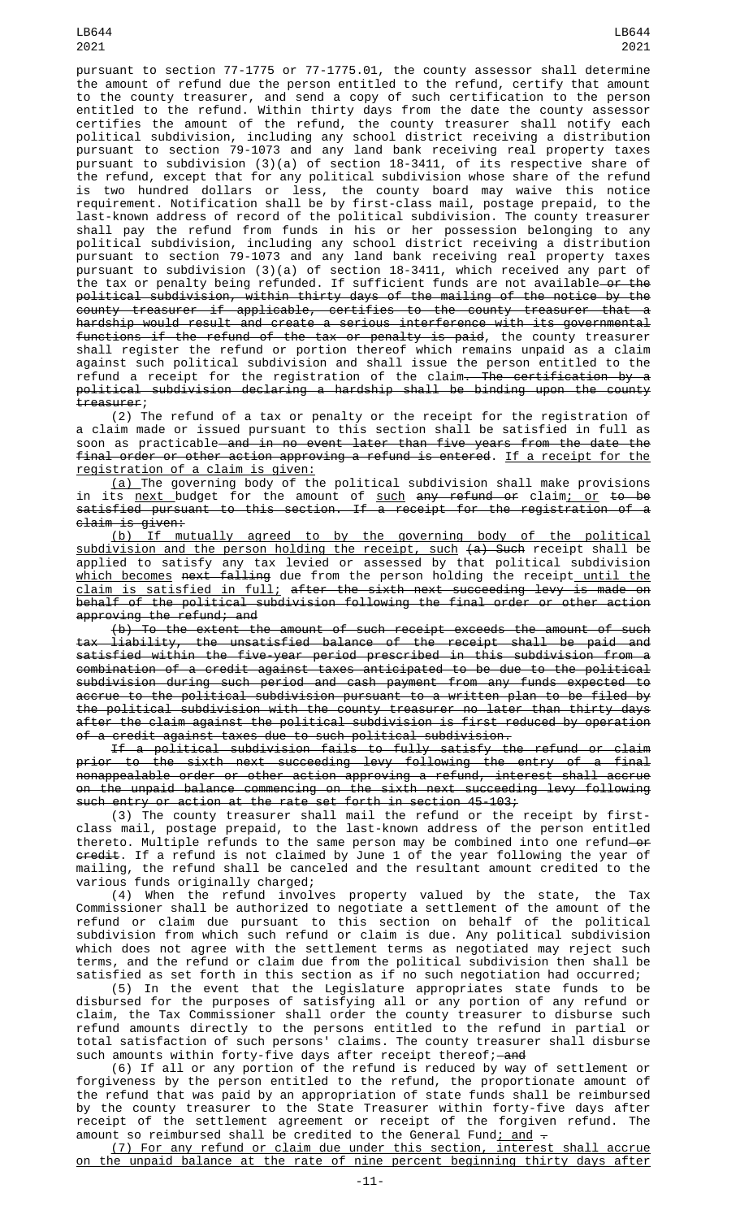pursuant to section 77-1775 or 77-1775.01, the county assessor shall determine the amount of refund due the person entitled to the refund, certify that amount to the county treasurer, and send a copy of such certification to the person entitled to the refund. Within thirty days from the date the county assessor certifies the amount of the refund, the county treasurer shall notify each political subdivision, including any school district receiving a distribution pursuant to section 79-1073 and any land bank receiving real property taxes pursuant to subdivision (3)(a) of section 18-3411, of its respective share of the refund, except that for any political subdivision whose share of the refund is two hundred dollars or less, the county board may waive this notice requirement. Notification shall be by first-class mail, postage prepaid, to the last-known address of record of the political subdivision. The county treasurer shall pay the refund from funds in his or her possession belonging to any political subdivision, including any school district receiving a distribution pursuant to section 79-1073 and any land bank receiving real property taxes pursuant to subdivision (3)(a) of section 18-3411, which received any part of the tax or penalty being refunded. If sufficient funds are not available or the political subdivision, within thirty days of the mailing of the notice by the county treasurer if applicable, certifies to the county treasurer that a hardship would result and create a serious interference with its governmental functions if the refund of the tax or penalty is paid, the county treasurer shall register the refund or portion thereof which remains unpaid as a claim against such political subdivision and shall issue the person entitled to the refund a receipt for the registration of the claim. The certification by a political subdivision declaring a hardship shall be binding upon the county treasurer;

(2) The refund of a tax or penalty or the receipt for the registration of a claim made or issued pursuant to this section shall be satisfied in full as soon as practicable and in no event later than five years from the date the final order or other action approving a refund is entered. If a receipt for the registration of a claim is given:

(a) The governing body of the political subdivision shall make provisions in its next budget for the amount of such any refund or claim; or to be satisfied pursuant to this section. If a receipt for the registration of a claim is given:

(b) If mutually agreed to by the governing body of the political subdivision and the person holding the receipt, such (a) Such receipt shall be applied to satisfy any tax levied or assessed by that political subdivision which becomes next falling due from the person holding the receipt until the claim is satisfied in full; after the sixth next succeeding levy is made on behalf of the political subdivision following the final order or other action approving the refund; and

(b) To the extent the amount of such receipt exceeds the amount of such tax liability, the unsatisfied balance of the receipt shall be paid and satisfied within the five-year period prescribed in this subdivision from a combination of a credit against taxes anticipated to be due to the political subdivision during such period and cash payment from any funds expected to accrue to the political subdivision pursuant to a written plan to be filed by the political subdivision with the county treasurer no later than thirty days after the claim against the political subdivision is first reduced by operation of a credit against taxes due to such political subdivision.

If a political subdivision fails to fully satisfy the refund or claim prior to the sixth next succeeding levy following the entry of a final nonappealable order or other action approving a refund, interest shall accrue on the unpaid balance commencing on the sixth next succeeding levy following such entry or action at the rate set forth in section 45-103;

(3) The county treasurer shall mail the refund or the receipt by first-class mail, postage prepaid, to the last-known address of the person entitled thereto. Multiple refunds to the same person may be combined into one refund or credit. If a refund is not claimed by June 1 of the year following the year of mailing, the refund shall be canceled and the resultant amount credited to the various funds originally charged;

(4) When the refund involves property valued by the state, the Tax Commissioner shall be authorized to negotiate a settlement of the amount of the refund or claim due pursuant to this section on behalf of the political subdivision from which such refund or claim is due. Any political subdivision which does not agree with the settlement terms as negotiated may reject such terms, and the refund or claim due from the political subdivision then shall be satisfied as set forth in this section as if no such negotiation had occurred;

(5) In the event that the Legislature appropriates state funds to be disbursed for the purposes of satisfying all or any portion of any refund or claim, the Tax Commissioner shall order the county treasurer to disburse such refund amounts directly to the persons entitled to the refund in partial or total satisfaction of such persons' claims. The county treasurer shall disburse such amounts within forty-five days after receipt thereof; and

(6) If all or any portion of the refund is reduced by way of settlement or forgiveness by the person entitled to the refund, the proportionate amount of the refund that was paid by an appropriation of state funds shall be reimbursed by the county treasurer to the State Treasurer within forty-five days after receipt of the settlement agreement or receipt of the forgiven refund. The amount so reimbursed shall be credited to the General Fund; and .

(7) For any refund or claim due under this section, interest shall accrue on the unpaid balance at the rate of nine percent beginning thirty days after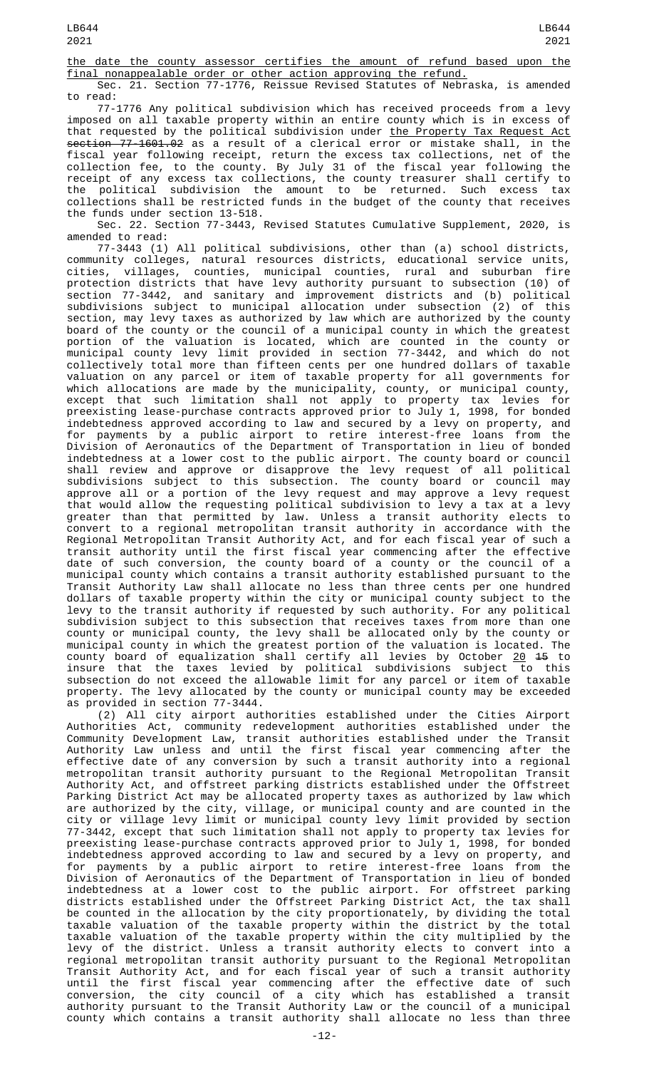the date the county assessor certifies the amount of refund based upon the final nonappealable order or other action approving the refund.

Sec. 21. Section 77-1776, Reissue Revised Statutes of Nebraska, is amended to read:

77-1776 Any political subdivision which has received proceeds from a levy imposed on all taxable property within an entire county which is in excess of that requested by the political subdivision under the Property Tax Request Act ~~section 77-1601.02~~ as a result of a clerical error or mistake shall, in the fiscal year following receipt, return the excess tax collections, net of the collection fee, to the county. By July 31 of the fiscal year following the receipt of any excess tax collections, the county treasurer shall certify to the political subdivision the amount to be returned. Such excess tax collections shall be restricted funds in the budget of the county that receives the funds under section 13-518.

Sec. 22. Section 77-3443, Revised Statutes Cumulative Supplement, 2020, is amended to read:

77-3443 (1) All political subdivisions, other than (a) school districts, community colleges, natural resources districts, educational service units, cities, villages, counties, municipal counties, rural and suburban fire protection districts that have levy authority pursuant to subsection (10) of section 77-3442, and sanitary and improvement districts and (b) political subdivisions subject to municipal allocation under subsection (2) of this section, may levy taxes as authorized by law which are authorized by the county board of the county or the council of a municipal county in which the greatest portion of the valuation is located, which are counted in the county or municipal county levy limit provided in section 77-3442, and which do not collectively total more than fifteen cents per one hundred dollars of taxable valuation on any parcel or item of taxable property for all governments for which allocations are made by the municipality, county, or municipal county, except that such limitation shall not apply to property tax levies for preexisting lease-purchase contracts approved prior to July 1, 1998, for bonded indebtedness approved according to law and secured by a levy on property, and for payments by a public airport to retire interest-free loans from the Division of Aeronautics of the Department of Transportation in lieu of bonded indebtedness at a lower cost to the public airport. The county board or council shall review and approve or disapprove the levy request of all political subdivisions subject to this subsection. The county board or council may approve all or a portion of the levy request and may approve a levy request that would allow the requesting political subdivision to levy a tax at a levy greater than that permitted by law. Unless a transit authority elects to convert to a regional metropolitan transit authority in accordance with the Regional Metropolitan Transit Authority Act, and for each fiscal year of such a transit authority until the first fiscal year commencing after the effective date of such conversion, the county board of a county or the council of a municipal county which contains a transit authority established pursuant to the Transit Authority Law shall allocate no less than three cents per one hundred dollars of taxable property within the city or municipal county subject to the levy to the transit authority if requested by such authority. For any political subdivision subject to this subsection that receives taxes from more than one county or municipal county, the levy shall be allocated only by the county or municipal county in which the greatest portion of the valuation is located. The county board of equalization shall certify all levies by October 20 ~~15~~ to insure that the taxes levied by political subdivisions subject to this subsection do not exceed the allowable limit for any parcel or item of taxable property. The levy allocated by the county or municipal county may be exceeded as provided in section 77-3444.

(2) All city airport authorities established under the Cities Airport Authorities Act, community redevelopment authorities established under the Community Development Law, transit authorities established under the Transit Authority Law unless and until the first fiscal year commencing after the effective date of any conversion by such a transit authority into a regional metropolitan transit authority pursuant to the Regional Metropolitan Transit Authority Act, and offstreet parking districts established under the Offstreet Parking District Act may be allocated property taxes as authorized by law which are authorized by the city, village, or municipal county and are counted in the city or village levy limit or municipal county levy limit provided by section 77-3442, except that such limitation shall not apply to property tax levies for preexisting lease-purchase contracts approved prior to July 1, 1998, for bonded indebtedness approved according to law and secured by a levy on property, and for payments by a public airport to retire interest-free loans from the Division of Aeronautics of the Department of Transportation in lieu of bonded indebtedness at a lower cost to the public airport. For offstreet parking districts established under the Offstreet Parking District Act, the tax shall be counted in the allocation by the city proportionately, by dividing the total taxable valuation of the taxable property within the district by the total taxable valuation of the taxable property within the city multiplied by the levy of the district. Unless a transit authority elects to convert into a regional metropolitan transit authority pursuant to the Regional Metropolitan Transit Authority Act, and for each fiscal year of such a transit authority until the first fiscal year commencing after the effective date of such conversion, the city council of a city which has established a transit authority pursuant to the Transit Authority Law or the council of a municipal county which contains a transit authority shall allocate no less than three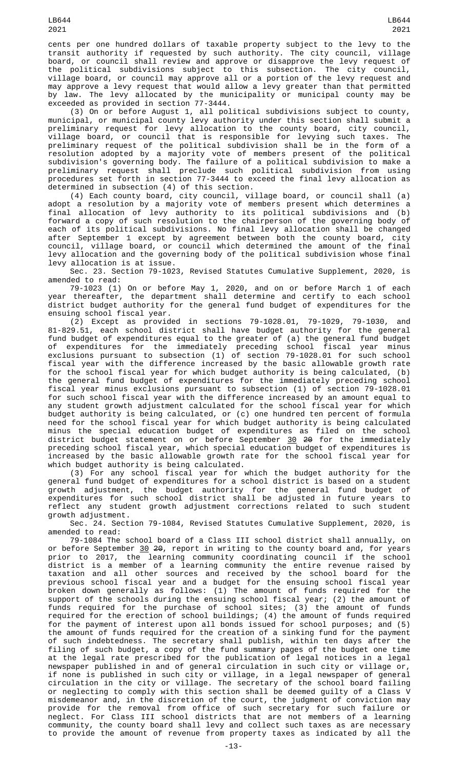cents per one hundred dollars of taxable property subject to the levy to the transit authority if requested by such authority. The city council, village board, or council shall review and approve or disapprove the levy request of the political subdivisions subject to this subsection. The city council, village board, or council may approve all or a portion of the levy request and may approve a levy request that would allow a levy greater than that permitted by law. The levy allocated by the municipality or municipal county may be exceeded as provided in section 77-3444.

(3) On or before August 1, all political subdivisions subject to county, municipal, or municipal county levy authority under this section shall submit a preliminary request for levy allocation to the county board, city council, village board, or council that is responsible for levying such taxes. The preliminary request of the political subdivision shall be in the form of a resolution adopted by a majority vote of members present of the political subdivision's governing body. The failure of a political subdivision to make a preliminary request shall preclude such political subdivision from using procedures set forth in section 77-3444 to exceed the final levy allocation as determined in subsection (4) of this section.

(4) Each county board, city council, village board, or council shall (a) adopt a resolution by a majority vote of members present which determines a final allocation of levy authority to its political subdivisions and (b) forward a copy of such resolution to the chairperson of the governing body of each of its political subdivisions. No final levy allocation shall be changed after September 1 except by agreement between both the county board, city council, village board, or council which determined the amount of the final levy allocation and the governing body of the political subdivision whose final levy allocation is at issue.

Sec. 23. Section 79-1023, Revised Statutes Cumulative Supplement, 2020, is amended to read:

79-1023 (1) On or before May 1, 2020, and on or before March 1 of each year thereafter, the department shall determine and certify to each school district budget authority for the general fund budget of expenditures for the ensuing school fiscal year.

(2) Except as provided in sections 79-1028.01, 79-1029, 79-1030, and 81-829.51, each school district shall have budget authority for the general fund budget of expenditures equal to the greater of (a) the general fund budget of expenditures for the immediately preceding school fiscal year minus exclusions pursuant to subsection (1) of section 79-1028.01 for such school fiscal year with the difference increased by the basic allowable growth rate for the school fiscal year for which budget authority is being calculated, (b) the general fund budget of expenditures for the immediately preceding school fiscal year minus exclusions pursuant to subsection (1) of section 79-1028.01 for such school fiscal year with the difference increased by an amount equal to any student growth adjustment calculated for the school fiscal year for which budget authority is being calculated, or (c) one hundred ten percent of formula need for the school fiscal year for which budget authority is being calculated minus the special education budget of expenditures as filed on the school district budget statement on or before September 30 ~~20~~ for the immediately preceding school fiscal year, which special education budget of expenditures is increased by the basic allowable growth rate for the school fiscal year for which budget authority is being calculated.

(3) For any school fiscal year for which the budget authority for the general fund budget of expenditures for a school district is based on a student growth adjustment, the budget authority for the general fund budget of expenditures for such school district shall be adjusted in future years to reflect any student growth adjustment corrections related to such student growth adjustment.

Sec. 24. Section 79-1084, Revised Statutes Cumulative Supplement, 2020, is amended to read:

79-1084 The school board of a Class III school district shall annually, on or before September 30 ~~20~~, report in writing to the county board and, for years prior to 2017, the learning community coordinating council if the school district is a member of a learning community the entire revenue raised by taxation and all other sources and received by the school board for the previous school fiscal year and a budget for the ensuing school fiscal year broken down generally as follows: (1) The amount of funds required for the support of the schools during the ensuing school fiscal year; (2) the amount of funds required for the purchase of school sites; (3) the amount of funds required for the erection of school buildings; (4) the amount of funds required for the payment of interest upon all bonds issued for school purposes; and (5) the amount of funds required for the creation of a sinking fund for the payment of such indebtedness. The secretary shall publish, within ten days after the filing of such budget, a copy of the fund summary pages of the budget one time at the legal rate prescribed for the publication of legal notices in a legal newspaper published in and of general circulation in such city or village or, if none is published in such city or village, in a legal newspaper of general circulation in the city or village. The secretary of the school board failing or neglecting to comply with this section shall be deemed guilty of a Class V misdemeanor and, in the discretion of the court, the judgment of conviction may provide for the removal from office of such secretary for such failure or neglect. For Class III school districts that are not members of a learning community, the county board shall levy and collect such taxes as are necessary to provide the amount of revenue from property taxes as indicated by all the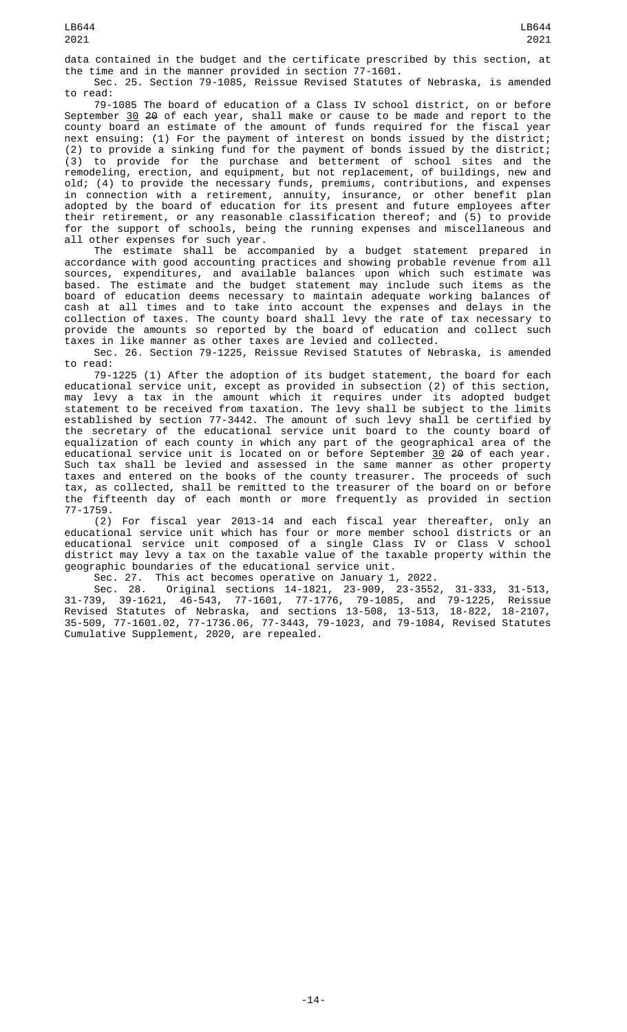data contained in the budget and the certificate prescribed by this section, at the time and in the manner provided in section 77-1601.

Sec. 25. Section 79-1085, Reissue Revised Statutes of Nebraska, is amended to read:

79-1085 The board of education of a Class IV school district, on or before September 30 ~~20~~ of each year, shall make or cause to be made and report to the county board an estimate of the amount of funds required for the fiscal year next ensuing: (1) For the payment of interest on bonds issued by the district; (2) to provide a sinking fund for the payment of bonds issued by the district; (3) to provide for the purchase and betterment of school sites and the remodeling, erection, and equipment, but not replacement, of buildings, new and old; (4) to provide the necessary funds, premiums, contributions, and expenses in connection with a retirement, annuity, insurance, or other benefit plan adopted by the board of education for its present and future employees after their retirement, or any reasonable classification thereof; and (5) to provide for the support of schools, being the running expenses and miscellaneous and all other expenses for such year.

The estimate shall be accompanied by a budget statement prepared in accordance with good accounting practices and showing probable revenue from all sources, expenditures, and available balances upon which such estimate was based. The estimate and the budget statement may include such items as the board of education deems necessary to maintain adequate working balances of cash at all times and to take into account the expenses and delays in the collection of taxes. The county board shall levy the rate of tax necessary to provide the amounts so reported by the board of education and collect such taxes in like manner as other taxes are levied and collected.

Sec. 26. Section 79-1225, Reissue Revised Statutes of Nebraska, is amended to read:

79-1225 (1) After the adoption of its budget statement, the board for each educational service unit, except as provided in subsection (2) of this section, may levy a tax in the amount which it requires under its adopted budget statement to be received from taxation. The levy shall be subject to the limits established by section 77-3442. The amount of such levy shall be certified by the secretary of the educational service unit board to the county board of equalization of each county in which any part of the geographical area of the educational service unit is located on or before September 30 ~~20~~ of each year. Such tax shall be levied and assessed in the same manner as other property taxes and entered on the books of the county treasurer. The proceeds of such tax, as collected, shall be remitted to the treasurer of the board on or before the fifteenth day of each month or more frequently as provided in section 77-1759.

(2) For fiscal year 2013-14 and each fiscal year thereafter, only an educational service unit which has four or more member school districts or an educational service unit composed of a single Class IV or Class V school district may levy a tax on the taxable value of the taxable property within the geographic boundaries of the educational service unit.

Sec. 27. This act becomes operative on January 1, 2022.

Sec. 28. Original sections 14-1821, 23-909, 23-3552, 31-333, 31-513, 31-739, 39-1621, 46-543, 77-1601, 77-1776, 79-1085, and 79-1225, Reissue Revised Statutes of Nebraska, and sections 13-508, 13-513, 18-822, 18-2107, 35-509, 77-1601.02, 77-1736.06, 77-3443, 79-1023, and 79-1084, Revised Statutes Cumulative Supplement, 2020, are repealed.